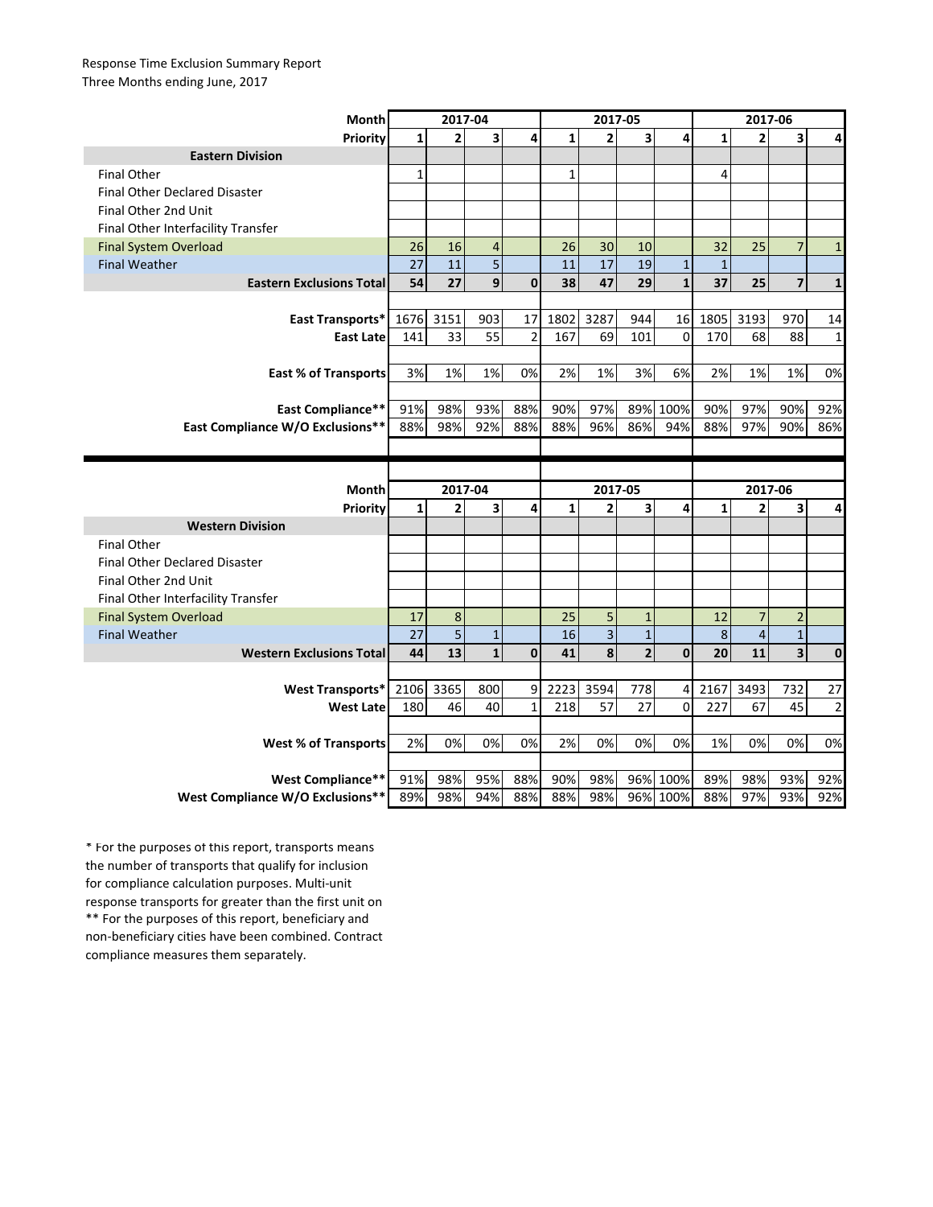Response Time Exclusion Summary Report
Three Months ending June, 2017

| Month | 2017-04 | | | | 2017-05 | | | | 2017-06 | | | |
|---|---|---|---|---|---|---|---|---|---|---|---|---|
| Priority | 1 | 2 | 3 | 4 | 1 | 2 | 3 | 4 | 1 | 2 | 3 | 4 |
| **Eastern Division** | | | | | | | | | | | | |
| Final Other | 1 | | | | 1 | | | | 4 | | | |
| Final Other Declared Disaster | | | | | | | | | | | | |
| Final Other 2nd Unit | | | | | | | | | | | | |
| Final Other Interfacility Transfer | | | | | | | | | | | | |
| Final System Overload | 26 | 16 | 4 | | 26 | 30 | 10 | | 32 | 25 | 7 | 1 |
| Final Weather | 27 | 11 | 5 | | 11 | 17 | 19 | 1 | 1 | | | |
| **Eastern Exclusions Total** | **54** | **27** | **9** | **0** | **38** | **47** | **29** | **1** | **37** | **25** | **7** | **1** |
| | | | | | | | | | | | | |
| **East Transports*** | 1676 | 3151 | 903 | 17 | 1802 | 3287 | 944 | 16 | 1805 | 3193 | 970 | 14 |
| **East Late** | 141 | 33 | 55 | 2 | 167 | 69 | 101 | 0 | 170 | 68 | 88 | 1 |
| | | | | | | | | | | | | |
| **East % of Transports** | 3% | 1% | 1% | 0% | 2% | 1% | 3% | 6% | 2% | 1% | 1% | 0% |
| | | | | | | | | | | | | |
| **East Compliance**** | 91% | 98% | 93% | 88% | 90% | 97% | 89% | 100% | 90% | 97% | 90% | 92% |
| **East Compliance W/O Exclusions**** | 88% | 98% | 92% | 88% | 88% | 96% | 86% | 94% | 88% | 97% | 90% | 86% |

| Month | 2017-04 | | | | 2017-05 | | | | 2017-06 | | | |
|---|---|---|---|---|---|---|---|---|---|---|---|---|
| Priority | 1 | 2 | 3 | 4 | 1 | 2 | 3 | 4 | 1 | 2 | 3 | 4 |
| **Western Division** | | | | | | | | | | | | |
| Final Other | | | | | | | | | | | | |
| Final Other Declared Disaster | | | | | | | | | | | | |
| Final Other 2nd Unit | | | | | | | | | | | | |
| Final Other Interfacility Transfer | | | | | | | | | | | | |
| Final System Overload | 17 | 8 | | | 25 | 5 | 1 | | 12 | 7 | 2 | |
| Final Weather | 27 | 5 | 1 | | 16 | 3 | 1 | | 8 | 4 | 1 | |
| **Western Exclusions Total** | **44** | **13** | **1** | **0** | **41** | **8** | **2** | **0** | **20** | **11** | **3** | **0** |
| | | | | | | | | | | | | |
| **West Transports*** | 2106 | 3365 | 800 | 9 | 2223 | 3594 | 778 | 4 | 2167 | 3493 | 732 | 27 |
| **West Late** | 180 | 46 | 40 | 1 | 218 | 57 | 27 | 0 | 227 | 67 | 45 | 2 |
| | | | | | | | | | | | | |
| **West % of Transports** | 2% | 0% | 0% | 0% | 2% | 0% | 0% | 0% | 1% | 0% | 0% | 0% |
| | | | | | | | | | | | | |
| **West Compliance**** | 91% | 98% | 95% | 88% | 90% | 98% | 96% | 100% | 89% | 98% | 93% | 92% |
| **West Compliance W/O Exclusions**** | 89% | 98% | 94% | 88% | 88% | 98% | 96% | 100% | 88% | 97% | 93% | 92% |

* For the purposes of this report, transports means the number of transports that qualify for inclusion for compliance calculation purposes. Multi-unit response transports for greater than the first unit on
** For the purposes of this report, beneficiary and non-beneficiary cities have been combined. Contract compliance measures them separately.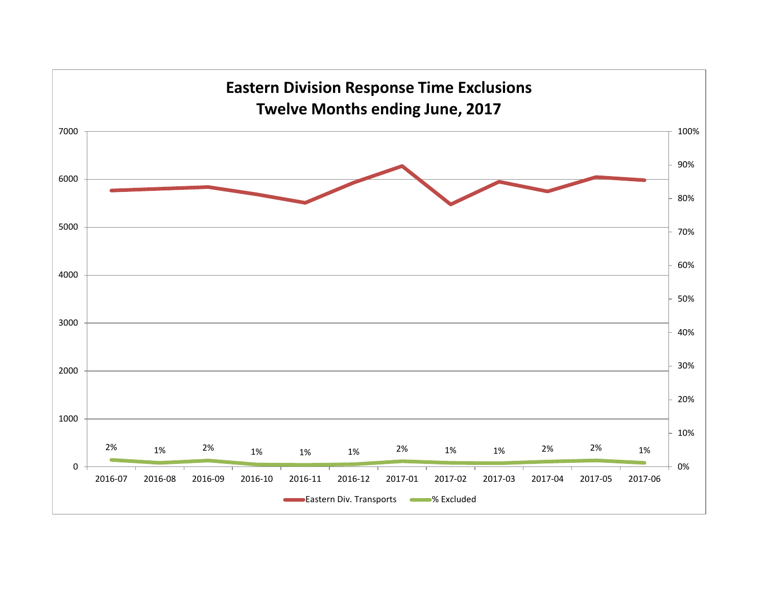# Eastern Division Response Time Exclusions
## Twelve Months ending June, 2017

| Month | % Excluded |
|---|---|
| 2016-07 | 2% |
| 2016-08 | 1% |
| 2016-09 | 2% |
| 2016-10 | 1% |
| 2016-11 | 1% |
| 2016-12 | 1% |
| 2017-01 | 2% |
| 2017-02 | 1% |
| 2017-03 | 1% |
| 2017-04 | 2% |
| 2017-05 | 2% |
| 2017-06 | 1% |

Eastern Div. Transports — % Excluded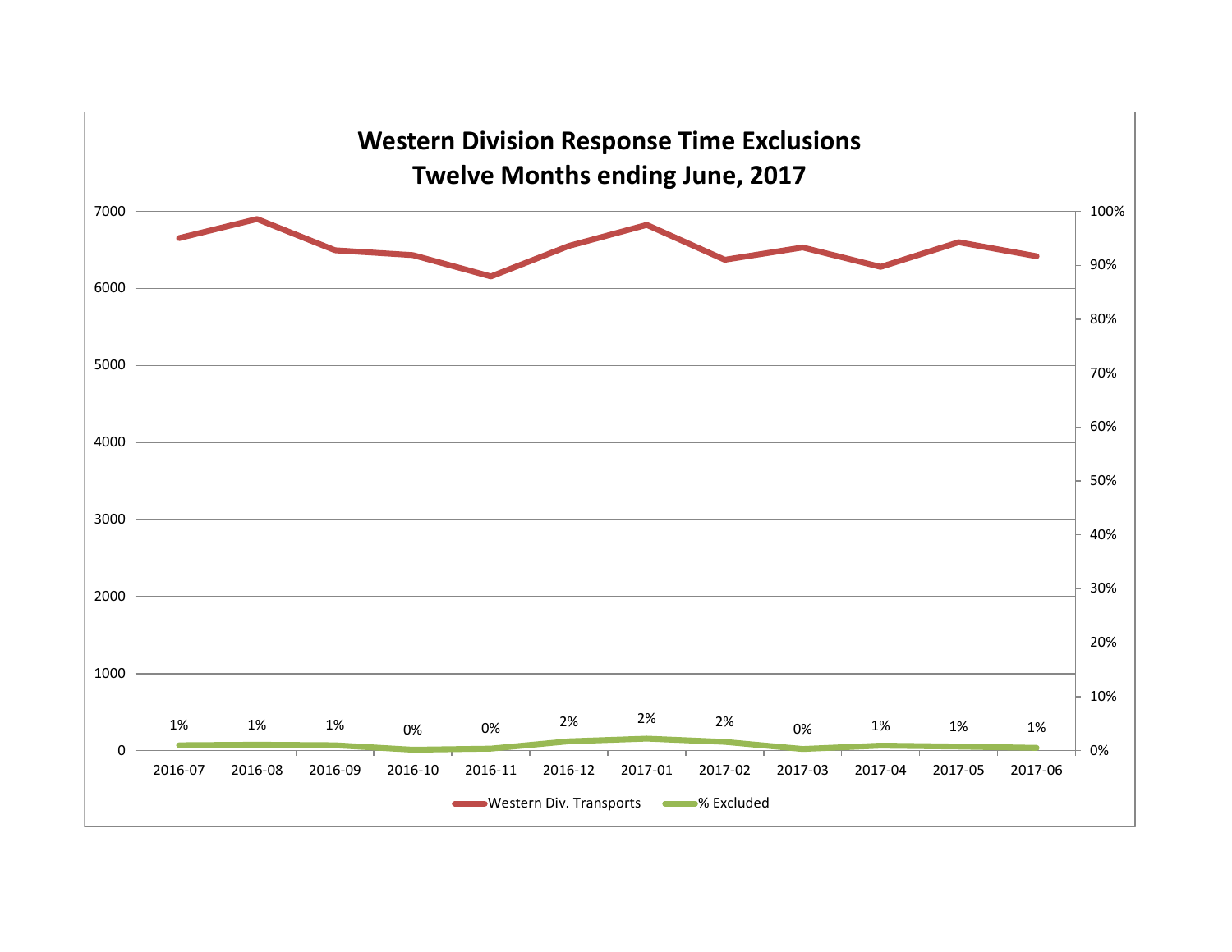# Western Division Response Time Exclusions
## Twelve Months ending June, 2017

7000
6000
5000
4000
3000
2000
1000
0

100%
90%
80%
70%
60%
50%
40%
30%
20%
10%
0%

1% 1% 1% 0% 0% 2% 2% 2% 0% 1% 1% 1%

2016-07 2016-08 2016-09 2016-10 2016-11 2016-12 2017-01 2017-02 2017-03 2017-04 2017-05 2017-06

Western Div. Transports
% Excluded